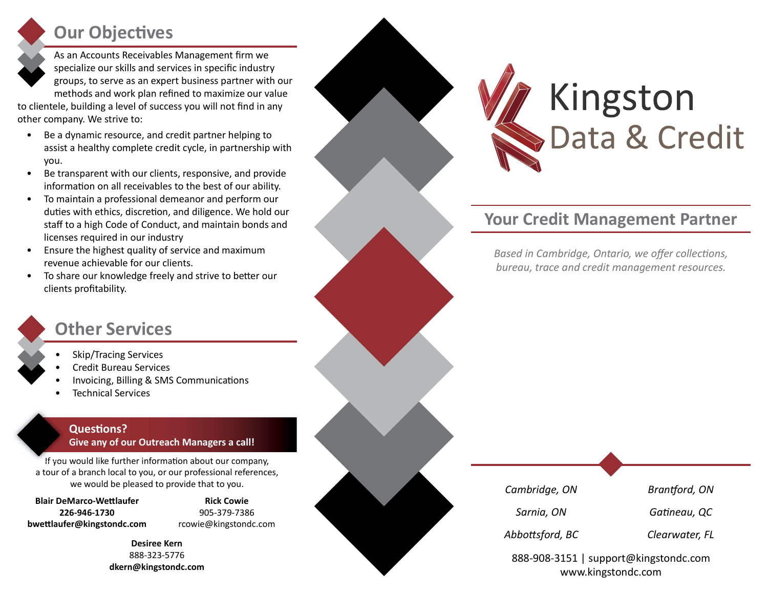## Our Objectives

As an Accounts Receivables Management firm we specialize our skills and services in specific industry groups, to serve as an expert business partner with our methods and work plan refined to maximize our value to clientele, building a level of success you will not find in any other company. We strive to:

- Be a dynamic resource, and credit partner helping to assist a healthy complete credit cycle, in partnership with you.
- Be transparent with our clients, responsive, and provide information on all receivables to the best of our ability.
- To maintain a professional demeanor and perform our duties with ethics, discretion, and diligence. We hold our staff to a high Code of Conduct, and maintain bonds and licenses required in our industry
- Ensure the highest quality of service and maximum revenue achievable for our clients.
- To share our knowledge freely and strive to better our clients profitability.

## Other Services

- Skip/Tracing Services
- Credit Bureau Services
- Invoicing, Billing & SMS Communications
- Technical Services

**Questions?**
**Give any of our Outreach Managers a call!**

If you would like further information about our company, a tour of a branch local to you, or our professional references, we would be pleased to provide that to you.

**Blair DeMarco-Wettlaufer**
**226-946-1730**
**bwettlaufer@kingstondc.com**

**Rick Cowie**
905-379-7386
rcowie@kingstondc.com

**Desiree Kern**
888-323-5776
**dkern@kingstondc.com**

# Kingston Data & Credit

## Your Credit Management Partner

*Based in Cambridge, Ontario, we offer collections, bureau, trace and credit management resources.*

*Cambridge, ON*
*Brantford, ON*
*Sarnia, ON*
*Gatineau, QC*
*Abbottsford, BC*
*Clearwater, FL*

888-908-3151 | support@kingstondc.com
www.kingstondc.com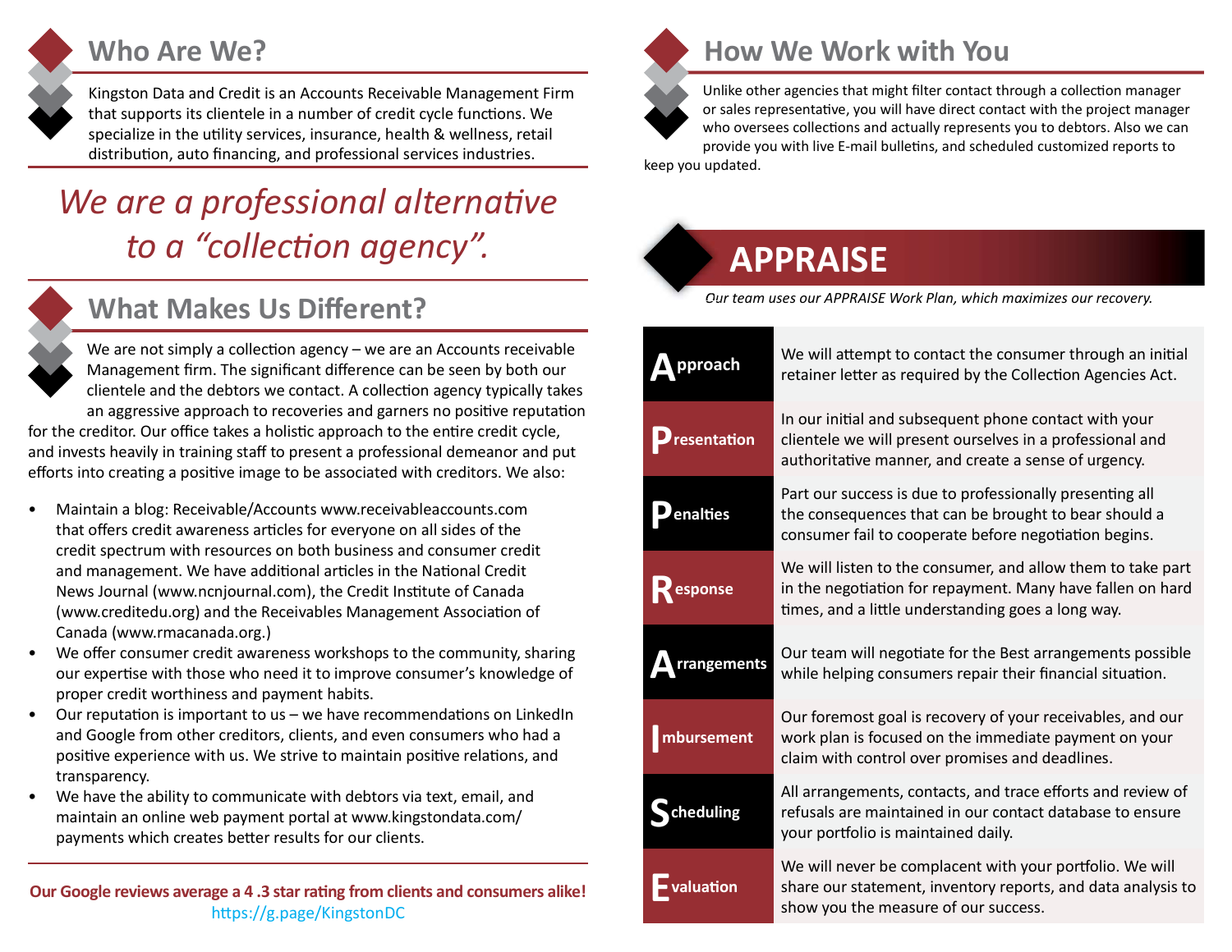## Who Are We?

Kingston Data and Credit is an Accounts Receivable Management Firm that supports its clientele in a number of credit cycle functions. We specialize in the utility services, insurance, health & wellness, retail distribution, auto financing, and professional services industries.

*We are a professional alternative to a "collection agency".*

## What Makes Us Different?

We are not simply a collection agency – we are an Accounts receivable Management firm. The significant difference can be seen by both our clientele and the debtors we contact. A collection agency typically takes an aggressive approach to recoveries and garners no positive reputation for the creditor. Our office takes a holistic approach to the entire credit cycle, and invests heavily in training staff to present a professional demeanor and put efforts into creating a positive image to be associated with creditors. We also:

- Maintain a blog: Receivable/Accounts www.receivableaccounts.com that offers credit awareness articles for everyone on all sides of the credit spectrum with resources on both business and consumer credit and management. We have additional articles in the National Credit News Journal (www.ncnjournal.com), the Credit Institute of Canada (www.creditedu.org) and the Receivables Management Association of Canada (www.rmacanada.org.)
- We offer consumer credit awareness workshops to the community, sharing our expertise with those who need it to improve consumer's knowledge of proper credit worthiness and payment habits.
- Our reputation is important to us – we have recommendations on LinkedIn and Google from other creditors, clients, and even consumers who had a positive experience with us. We strive to maintain positive relations, and transparency.
- We have the ability to communicate with debtors via text, email, and maintain an online web payment portal at www.kingstondata.com/payments which creates better results for our clients.

**Our Google reviews average a 4 .3 star rating from clients and consumers alike!**
https://g.page/KingstonDC

## How We Work with You

Unlike other agencies that might filter contact through a collection manager or sales representative, you will have direct contact with the project manager who oversees collections and actually represents you to debtors. Also we can provide you with live E-mail bulletins, and scheduled customized reports to keep you updated.

## APPRAISE

*Our team uses our APPRAISE Work Plan, which maximizes our recovery.*

| | |
|---|---|
| **Approach** | We will attempt to contact the consumer through an initial retainer letter as required by the Collection Agencies Act. |
| **Presentation** | In our initial and subsequent phone contact with your clientele we will present ourselves in a professional and authoritative manner, and create a sense of urgency. |
| **Penalties** | Part our success is due to professionally presenting all the consequences that can be brought to bear should a consumer fail to cooperate before negotiation begins. |
| **Response** | We will listen to the consumer, and allow them to take part in the negotiation for repayment. Many have fallen on hard times, and a little understanding goes a long way. |
| **Arrangements** | Our team will negotiate for the Best arrangements possible while helping consumers repair their financial situation. |
| **Imbursement** | Our foremost goal is recovery of your receivables, and our work plan is focused on the immediate payment on your claim with control over promises and deadlines. |
| **Scheduling** | All arrangements, contacts, and trace efforts and review of refusals are maintained in our contact database to ensure your portfolio is maintained daily. |
| **Evaluation** | We will never be complacent with your portfolio. We will share our statement, inventory reports, and data analysis to show you the measure of our success. |